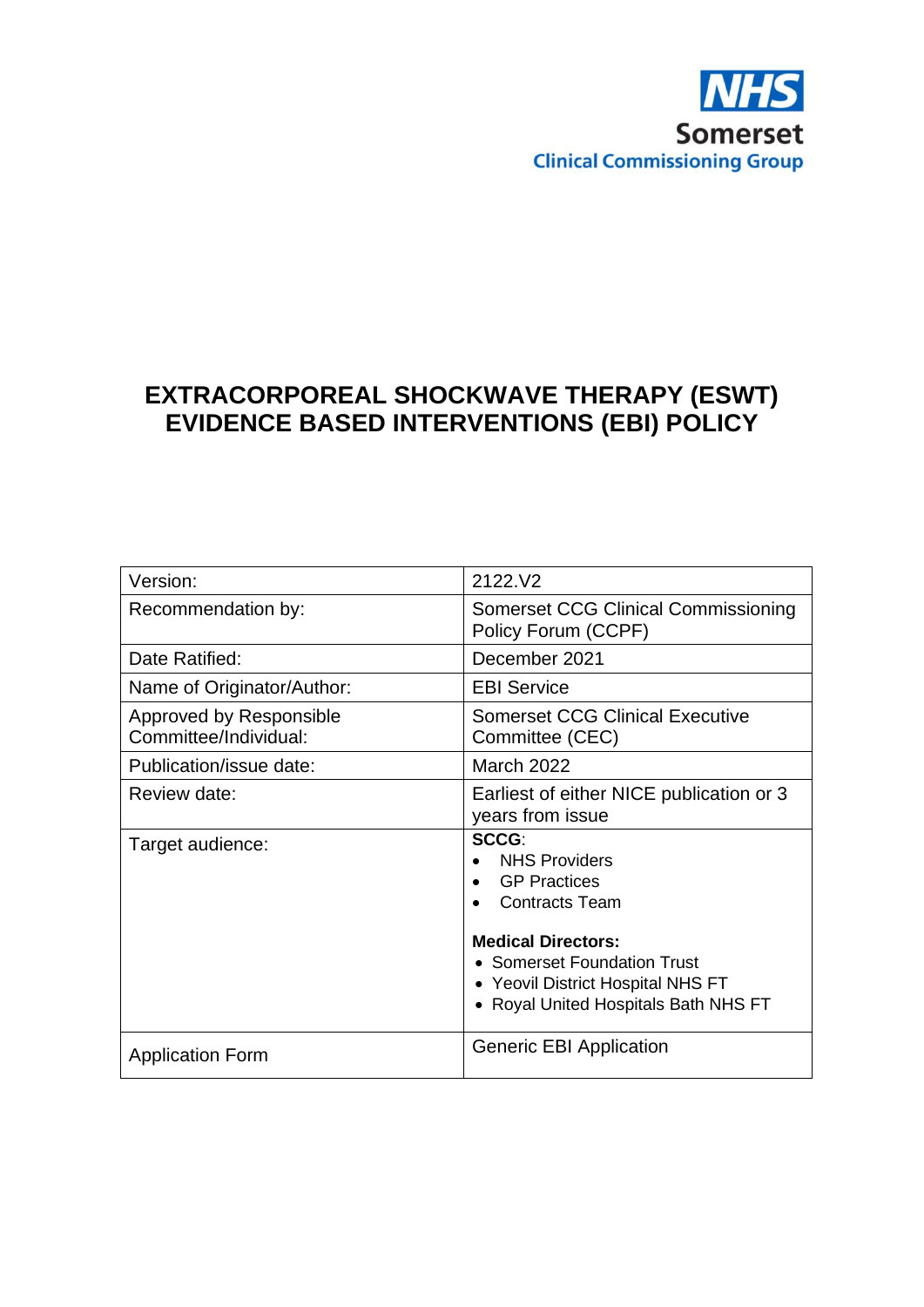NHS
Somerset
Clinical Commissioning Group

# EXTRACORPOREAL SHOCKWAVE THERAPY (ESWT) EVIDENCE BASED INTERVENTIONS (EBI) POLICY

| | |
|---|---|
| Version: | 2122.V2 |
| Recommendation by: | Somerset CCG Clinical Commissioning Policy Forum (CCPF) |
| Date Ratified: | December 2021 |
| Name of Originator/Author: | EBI Service |
| Approved by Responsible Committee/Individual: | Somerset CCG Clinical Executive Committee (CEC) |
| Publication/issue date: | March 2022 |
| Review date: | Earliest of either NICE publication or 3 years from issue |
| Target audience: | **SCCG**: <br>• NHS Providers <br>• GP Practices <br>• Contracts Team <br><br>**Medical Directors:** <br>• Somerset Foundation Trust <br>• Yeovil District Hospital NHS FT <br>• Royal United Hospitals Bath NHS FT |
| Application Form | Generic EBI Application |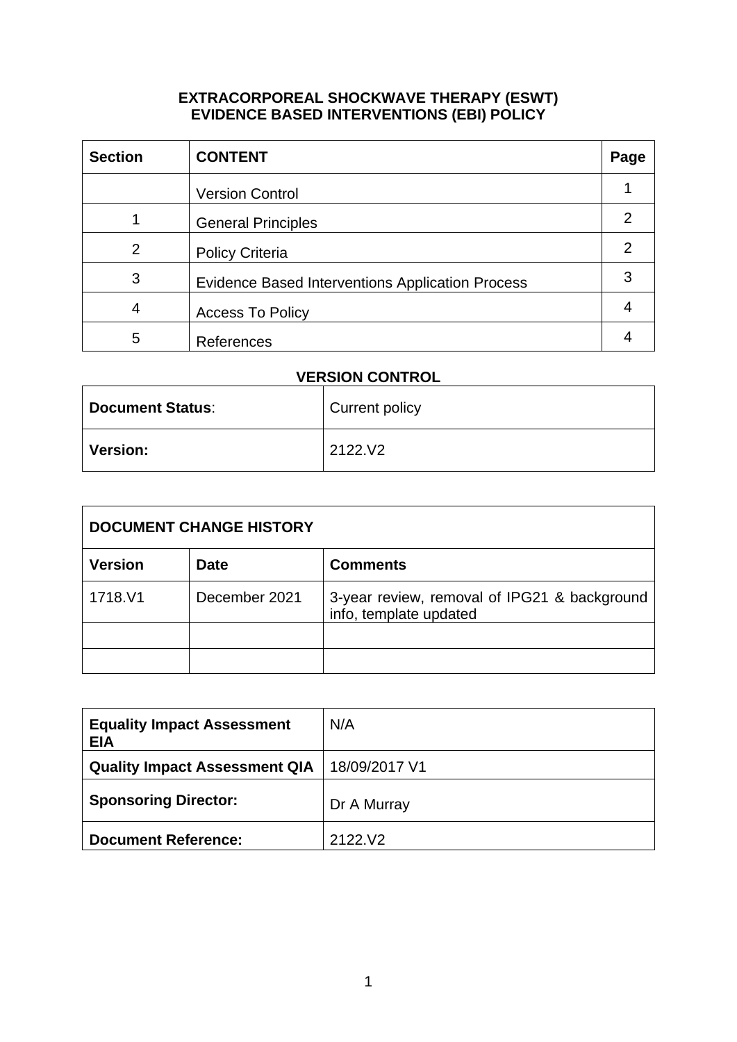**EXTRACORPOREAL SHOCKWAVE THERAPY (ESWT)**
**EVIDENCE BASED INTERVENTIONS (EBI) POLICY**

| Section | CONTENT | Page |
|---|---|---|
| | Version Control | 1 |
| 1 | General Principles | 2 |
| 2 | Policy Criteria | 2 |
| 3 | Evidence Based Interventions Application Process | 3 |
| 4 | Access To Policy | 4 |
| 5 | References | 4 |

**VERSION CONTROL**

| **Document Status**: | Current policy |
|---|---|
| **Version:** | 2122.V2 |

| **DOCUMENT CHANGE HISTORY** | | |
|---|---|---|
| **Version** | **Date** | **Comments** |
| 1718.V1 | December 2021 | 3-year review, removal of IPG21 & background info, template updated |
| | | |
| | | |

| **Equality Impact Assessment EIA** | N/A |
|---|---|
| **Quality Impact Assessment QIA** | 18/09/2017 V1 |
| **Sponsoring Director:** | Dr A Murray |
| **Document Reference:** | 2122.V2 |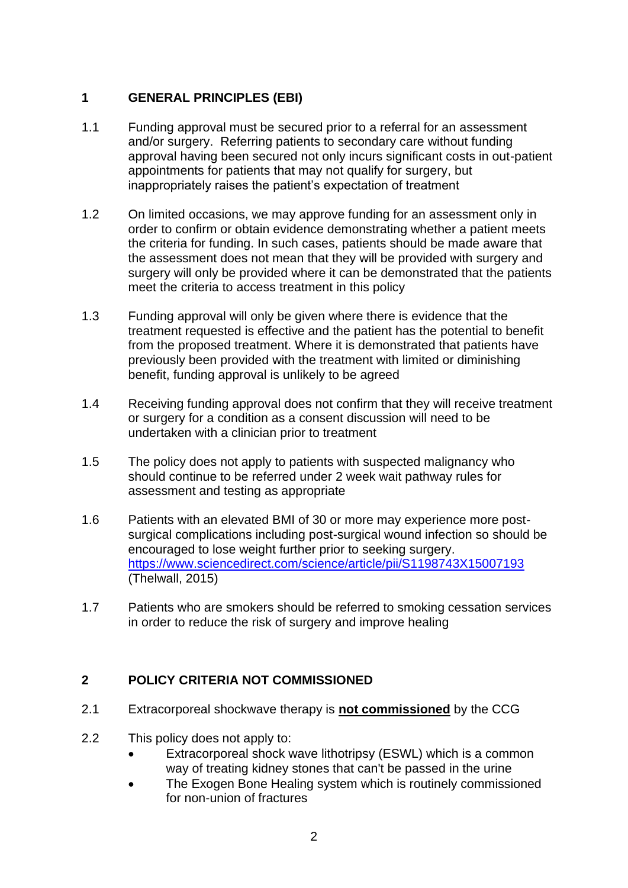## 1 GENERAL PRINCIPLES (EBI)

1.1 Funding approval must be secured prior to a referral for an assessment and/or surgery. Referring patients to secondary care without funding approval having been secured not only incurs significant costs in out-patient appointments for patients that may not qualify for surgery, but inappropriately raises the patient's expectation of treatment

1.2 On limited occasions, we may approve funding for an assessment only in order to confirm or obtain evidence demonstrating whether a patient meets the criteria for funding. In such cases, patients should be made aware that the assessment does not mean that they will be provided with surgery and surgery will only be provided where it can be demonstrated that the patients meet the criteria to access treatment in this policy

1.3 Funding approval will only be given where there is evidence that the treatment requested is effective and the patient has the potential to benefit from the proposed treatment. Where it is demonstrated that patients have previously been provided with the treatment with limited or diminishing benefit, funding approval is unlikely to be agreed

1.4 Receiving funding approval does not confirm that they will receive treatment or surgery for a condition as a consent discussion will need to be undertaken with a clinician prior to treatment

1.5 The policy does not apply to patients with suspected malignancy who should continue to be referred under 2 week wait pathway rules for assessment and testing as appropriate

1.6 Patients with an elevated BMI of 30 or more may experience more post-surgical complications including post-surgical wound infection so should be encouraged to lose weight further prior to seeking surgery. https://www.sciencedirect.com/science/article/pii/S1198743X15007193 (Thelwall, 2015)

1.7 Patients who are smokers should be referred to smoking cessation services in order to reduce the risk of surgery and improve healing

## 2 POLICY CRITERIA NOT COMMISSIONED

2.1 Extracorporeal shockwave therapy is **not commissioned** by the CCG

2.2 This policy does not apply to:

- Extracorporeal shock wave lithotripsy (ESWL) which is a common way of treating kidney stones that can't be passed in the urine
- The Exogen Bone Healing system which is routinely commissioned for non-union of fractures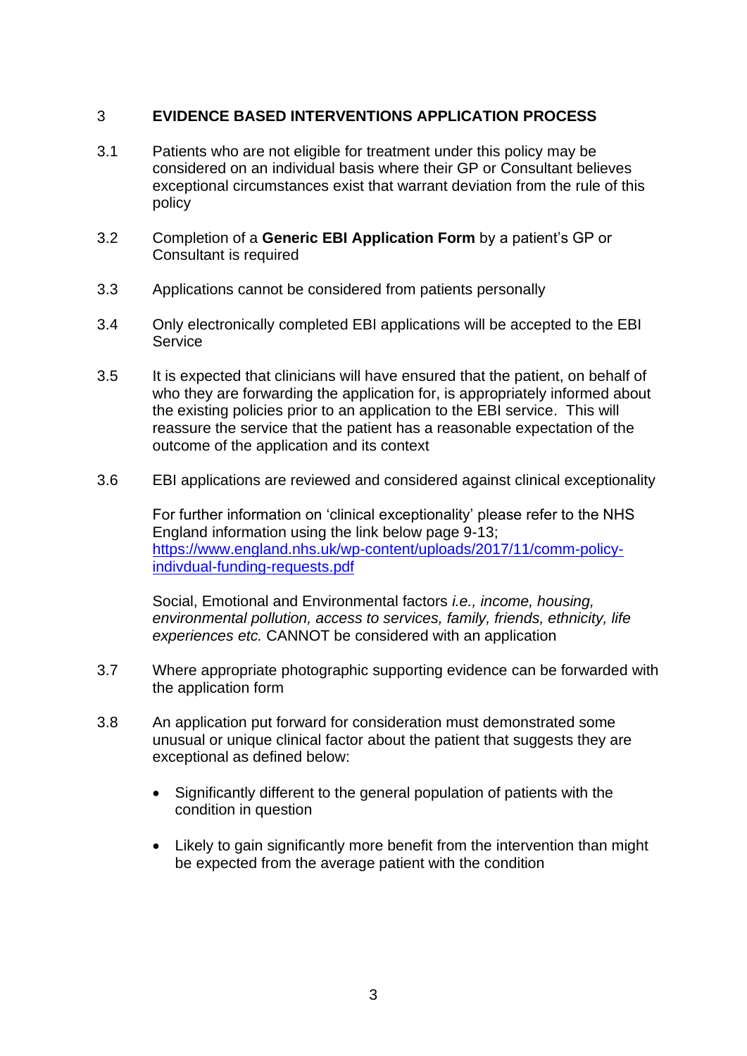## 3 EVIDENCE BASED INTERVENTIONS APPLICATION PROCESS

3.1 Patients who are not eligible for treatment under this policy may be considered on an individual basis where their GP or Consultant believes exceptional circumstances exist that warrant deviation from the rule of this policy

3.2 Completion of a **Generic EBI Application Form** by a patient's GP or Consultant is required

3.3 Applications cannot be considered from patients personally

3.4 Only electronically completed EBI applications will be accepted to the EBI Service

3.5 It is expected that clinicians will have ensured that the patient, on behalf of who they are forwarding the application for, is appropriately informed about the existing policies prior to an application to the EBI service. This will reassure the service that the patient has a reasonable expectation of the outcome of the application and its context

3.6 EBI applications are reviewed and considered against clinical exceptionality

For further information on 'clinical exceptionality' please refer to the NHS England information using the link below page 9-13; [https://www.england.nhs.uk/wp-content/uploads/2017/11/comm-policy-indivdual-funding-requests.pdf](https://www.england.nhs.uk/wp-content/uploads/2017/11/comm-policy-indivdual-funding-requests.pdf)

Social, Emotional and Environmental factors *i.e., income, housing, environmental pollution, access to services, family, friends, ethnicity, life experiences etc.* CANNOT be considered with an application

3.7 Where appropriate photographic supporting evidence can be forwarded with the application form

3.8 An application put forward for consideration must demonstrated some unusual or unique clinical factor about the patient that suggests they are exceptional as defined below:

- Significantly different to the general population of patients with the condition in question
- Likely to gain significantly more benefit from the intervention than might be expected from the average patient with the condition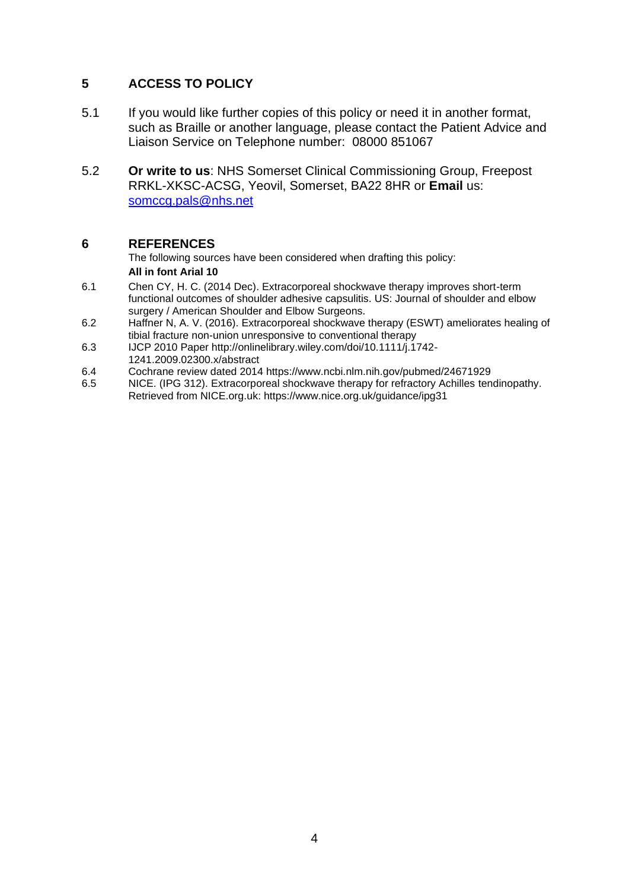## 5 ACCESS TO POLICY

5.1 If you would like further copies of this policy or need it in another format, such as Braille or another language, please contact the Patient Advice and Liaison Service on Telephone number: 08000 851067

5.2 **Or write to us**: NHS Somerset Clinical Commissioning Group, Freepost RRKL-XKSC-ACSG, Yeovil, Somerset, BA22 8HR or **Email** us: somccg.pals@nhs.net

## 6 REFERENCES

The following sources have been considered when drafting this policy:

**All in font Arial 10**

6.1 Chen CY, H. C. (2014 Dec). Extracorporeal shockwave therapy improves short-term functional outcomes of shoulder adhesive capsulitis. US: Journal of shoulder and elbow surgery / American Shoulder and Elbow Surgeons.

6.2 Haffner N, A. V. (2016). Extracorporeal shockwave therapy (ESWT) ameliorates healing of tibial fracture non-union unresponsive to conventional therapy

6.3 IJCP 2010 Paper http://onlinelibrary.wiley.com/doi/10.1111/j.1742-1241.2009.02300.x/abstract

6.4 Cochrane review dated 2014 https://www.ncbi.nlm.nih.gov/pubmed/24671929

6.5 NICE. (IPG 312). Extracorporeal shockwave therapy for refractory Achilles tendinopathy. Retrieved from NICE.org.uk: https://www.nice.org.uk/guidance/ipg31